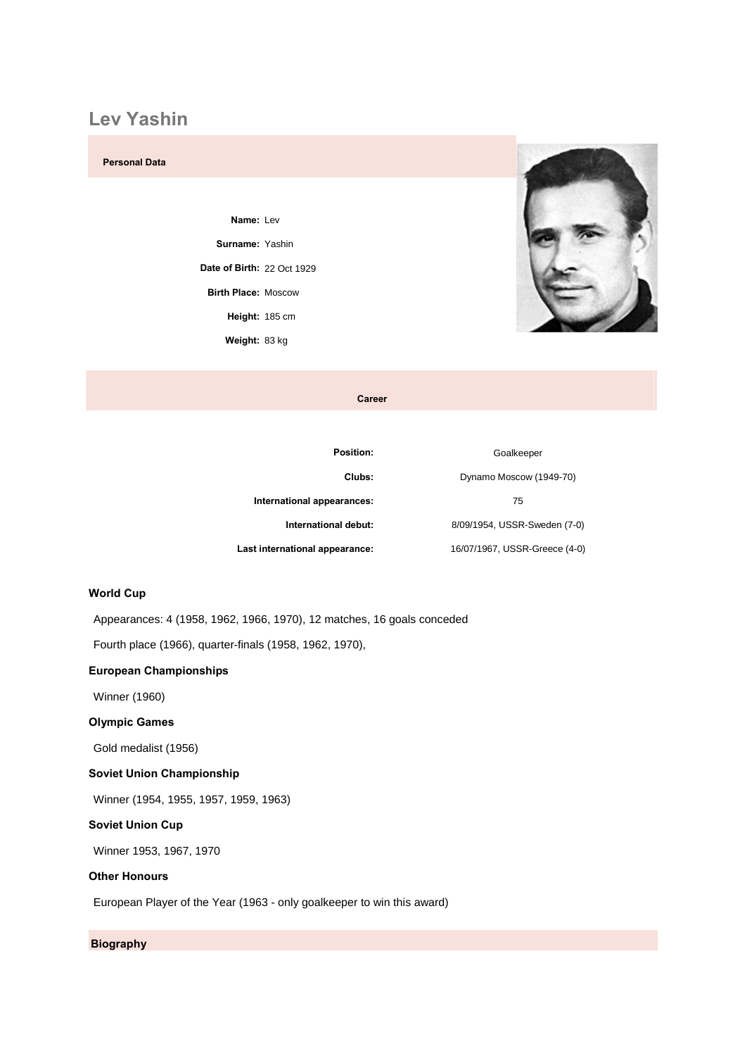# Lev Yashin

**Personal Data**

| | |
|---|---|
| **Name:** | Lev |
| **Surname:** | Yashin |
| **Date of Birth:** | 22 Oct 1929 |
| **Birth Place:** | Moscow |
| **Height:** | 185 cm |
| **Weight:** | 83 kg |

**Career**

| | |
|---|---|
| **Position:** | Goalkeeper |
| **Clubs:** | Dynamo Moscow (1949-70) |
| **International appearances:** | 75 |
| **International debut:** | 8/09/1954, USSR-Sweden (7-0) |
| **Last international appearance:** | 16/07/1967, USSR-Greece (4-0) |

**World Cup**

Appearances: 4 (1958, 1962, 1966, 1970), 12 matches, 16 goals conceded

Fourth place (1966), quarter-finals (1958, 1962, 1970),

**European Championships**

Winner (1960)

**Olympic Games**

Gold medalist (1956)

**Soviet Union Championship**

Winner (1954, 1955, 1957, 1959, 1963)

**Soviet Union Cup**

Winner 1953, 1967, 1970

**Other Honours**

European Player of the Year (1963 - only goalkeeper to win this award)

**Biography**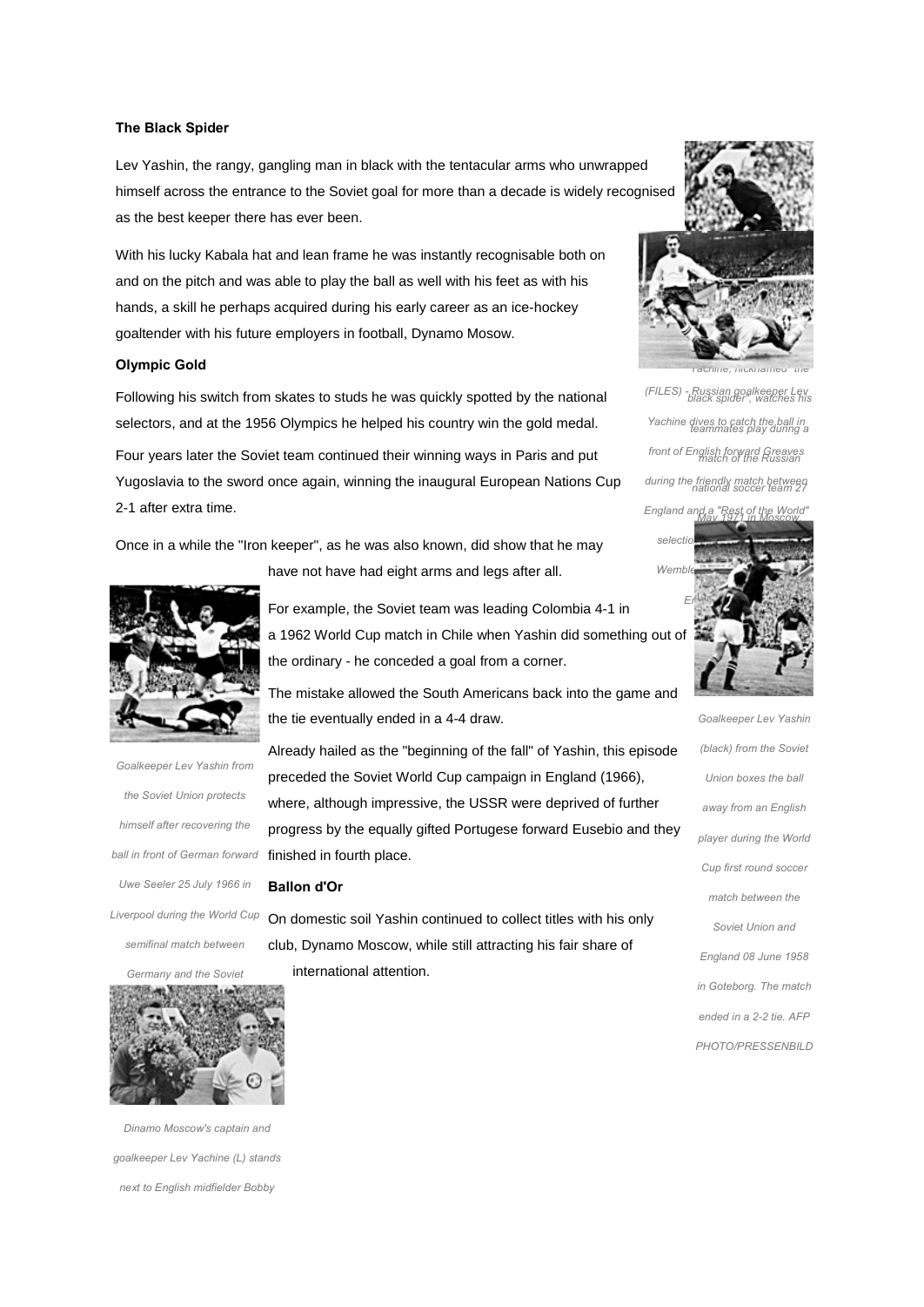**The Black Spider**

Lev Yashin, the rangy, gangling man in black with the tentacular arms who unwrapped himself across the entrance to the Soviet goal for more than a decade is widely recognised as the best keeper there has ever been.

With his lucky Kabala hat and lean frame he was instantly recognisable both on and on the pitch and was able to play the ball as well with his feet as with his hands, a skill he perhaps acquired during his early career as an ice-hockey goaltender with his future employers in football, Dynamo Mosow.

**Olympic Gold**

Following his switch from skates to studs he was quickly spotted by the national selectors, and at the 1956 Olympics he helped his country win the gold medal.

Four years later the Soviet team continued their winning ways in Paris and put Yugoslavia to the sword once again, winning the inaugural European Nations Cup 2-1 after extra time.

Once in a while the "Iron keeper", as he was also known, did show that he may have not have had eight arms and legs after all.

For example, the Soviet team was leading Colombia 4-1 in a 1962 World Cup match in Chile when Yashin did something out of the ordinary - he conceded a goal from a corner.

The mistake allowed the South Americans back into the game and the tie eventually ended in a 4-4 draw.

Already hailed as the "beginning of the fall" of Yashin, this episode preceded the Soviet World Cup campaign in England (1966), where, although impressive, the USSR were deprived of further progress by the equally gifted Portugese forward Eusebio and they finished in fourth place.

**Ballon d'Or**

On domestic soil Yashin continued to collect titles with his only club, Dynamo Moscow, while still attracting his fair share of international attention.

*Yachine, nicknamed "the black spider", watches his teammates play during a match of the Russian national soccer team 27 May 1971 in Moscow.*

*(FILES) - Russian goalkeeper Lev Yachine dives to catch the ball in front of English forward Greaves during the friendly match between England and a "Rest of the World" selection ... Wembley ... En...*

*Goalkeeper Lev Yashin (black) from the Soviet Union boxes the ball away from an English player during the World Cup first round soccer match between the Soviet Union and England 08 June 1958 in Goteborg. The match ended in a 2-2 tie. AFP PHOTO/PRESSENBILD*

*Goalkeeper Lev Yashin from the Soviet Union protects himself after recovering the ball in front of German forward Uwe Seeler 25 July 1966 in Liverpool during the World Cup semifinal match between Germany and the Soviet*

*Dinamo Moscow's captain and goalkeeper Lev Yachine (L) stands next to English midfielder Bobby*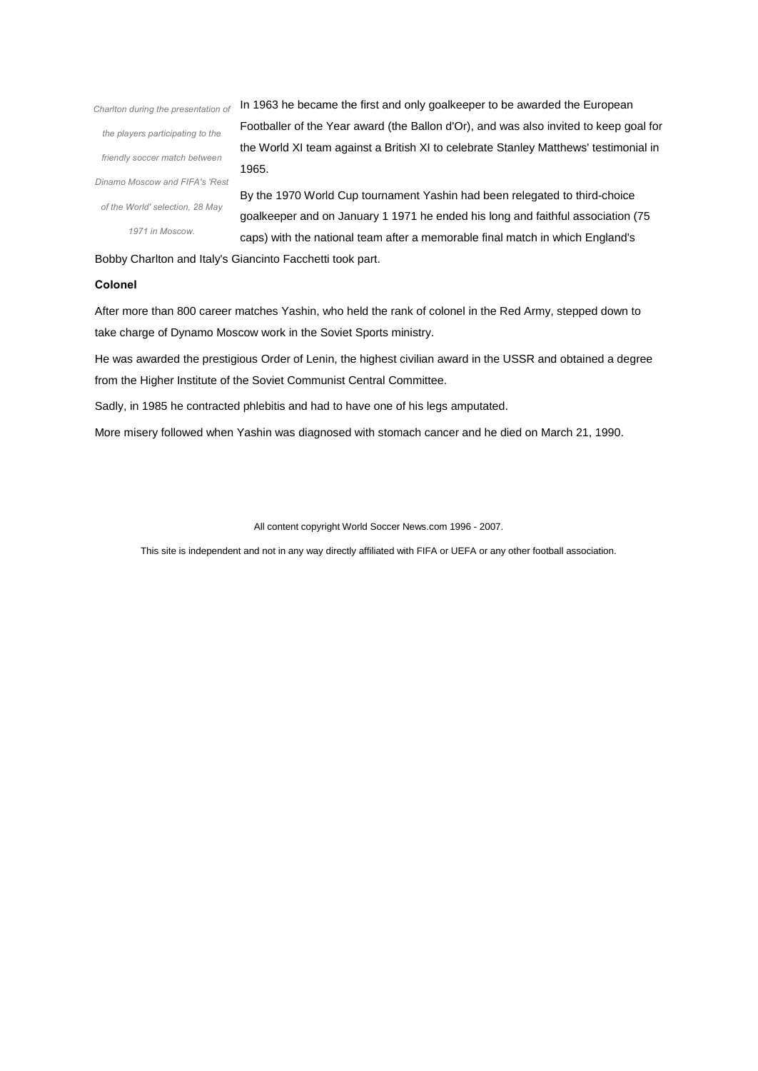*Charlton during the presentation of the players participating to the friendly soccer match between Dinamo Moscow and FIFA's 'Rest of the World' selection, 28 May 1971 in Moscow.*

In 1963 he became the first and only goalkeeper to be awarded the European Footballer of the Year award (the Ballon d'Or), and was also invited to keep goal for the World XI team against a British XI to celebrate Stanley Matthews' testimonial in 1965.

By the 1970 World Cup tournament Yashin had been relegated to third-choice goalkeeper and on January 1 1971 he ended his long and faithful association (75 caps) with the national team after a memorable final match in which England's Bobby Charlton and Italy's Giancinto Facchetti took part.

**Colonel**

After more than 800 career matches Yashin, who held the rank of colonel in the Red Army, stepped down to take charge of Dynamo Moscow work in the Soviet Sports ministry.

He was awarded the prestigious Order of Lenin, the highest civilian award in the USSR and obtained a degree from the Higher Institute of the Soviet Communist Central Committee.

Sadly, in 1985 he contracted phlebitis and had to have one of his legs amputated.

More misery followed when Yashin was diagnosed with stomach cancer and he died on March 21, 1990.

All content copyright World Soccer News.com 1996 - 2007.

This site is independent and not in any way directly affiliated with FIFA or UEFA or any other football association.